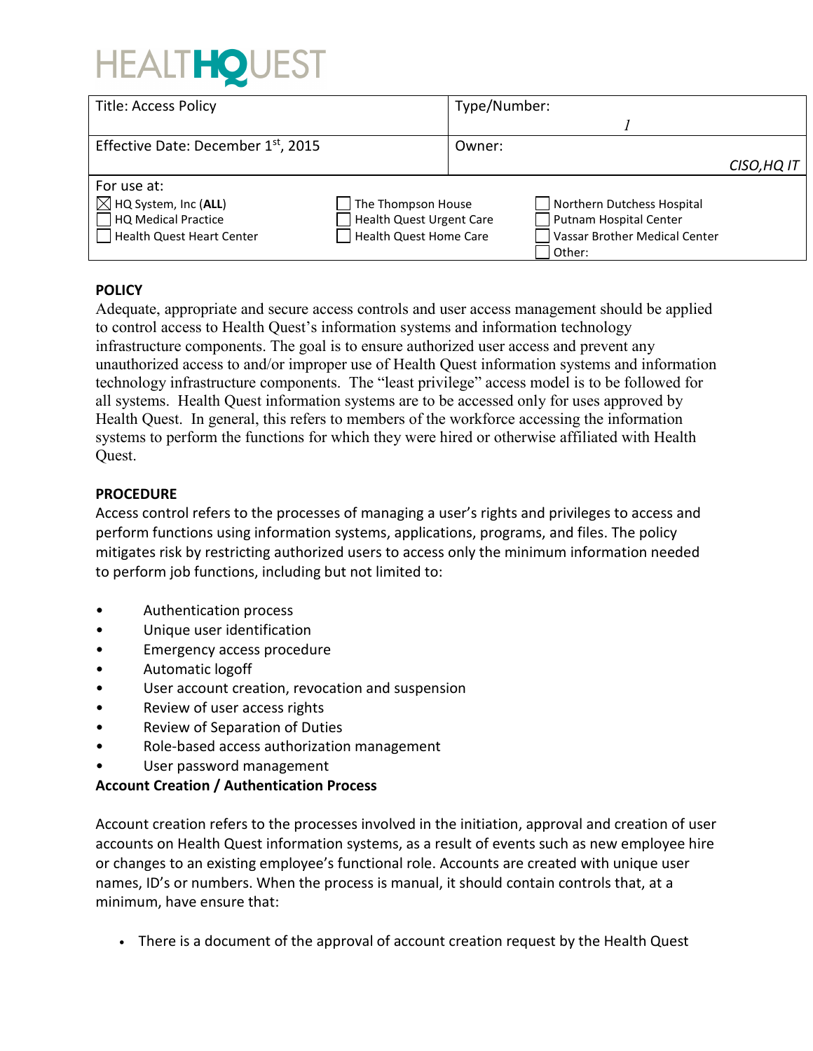HEALTHQUEST

| Title: Access Policy | Type/Number: 1 |
|---|---|
| Effective Date: December 1st, 2015 | Owner: CISO,HQ IT |

For use at:

| | | |
|---|---|---|
| ☒ HQ System, Inc (**ALL**) | ☐ The Thompson House | ☐ Northern Dutchess Hospital |
| ☐ HQ Medical Practice | ☐ Health Quest Urgent Care | ☐ Putnam Hospital Center |
| ☐ Health Quest Heart Center | ☐ Health Quest Home Care | ☐ Vassar Brother Medical Center |
| | | ☐ Other: |

**POLICY**

Adequate, appropriate and secure access controls and user access management should be applied to control access to Health Quest's information systems and information technology infrastructure components. The goal is to ensure authorized user access and prevent any unauthorized access to and/or improper use of Health Quest information systems and information technology infrastructure components. The "least privilege" access model is to be followed for all systems. Health Quest information systems are to be accessed only for uses approved by Health Quest. In general, this refers to members of the workforce accessing the information systems to perform the functions for which they were hired or otherwise affiliated with Health Quest.

**PROCEDURE**

Access control refers to the processes of managing a user's rights and privileges to access and perform functions using information systems, applications, programs, and files. The policy mitigates risk by restricting authorized users to access only the minimum information needed to perform job functions, including but not limited to:

- Authentication process
- Unique user identification
- Emergency access procedure
- Automatic logoff
- User account creation, revocation and suspension
- Review of user access rights
- Review of Separation of Duties
- Role-based access authorization management
- User password management

**Account Creation / Authentication Process**

Account creation refers to the processes involved in the initiation, approval and creation of user accounts on Health Quest information systems, as a result of events such as new employee hire or changes to an existing employee's functional role. Accounts are created with unique user names, ID's or numbers. When the process is manual, it should contain controls that, at a minimum, have ensure that:

- There is a document of the approval of account creation request by the Health Quest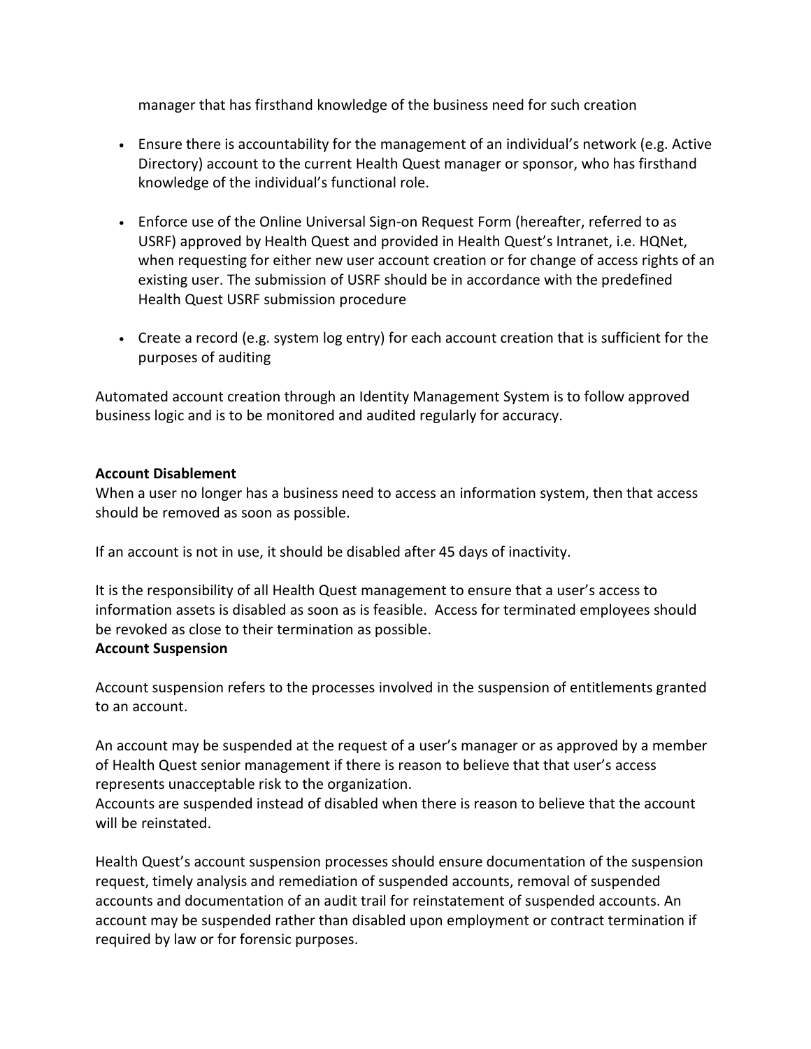manager that has firsthand knowledge of the business need for such creation

- Ensure there is accountability for the management of an individual's network (e.g. Active Directory) account to the current Health Quest manager or sponsor, who has firsthand knowledge of the individual's functional role.

- Enforce use of the Online Universal Sign-on Request Form (hereafter, referred to as USRF) approved by Health Quest and provided in Health Quest's Intranet, i.e. HQNet, when requesting for either new user account creation or for change of access rights of an existing user. The submission of USRF should be in accordance with the predefined Health Quest USRF submission procedure

- Create a record (e.g. system log entry) for each account creation that is sufficient for the purposes of auditing

Automated account creation through an Identity Management System is to follow approved business logic and is to be monitored and audited regularly for accuracy.

**Account Disablement**

When a user no longer has a business need to access an information system, then that access should be removed as soon as possible.

If an account is not in use, it should be disabled after 45 days of inactivity.

It is the responsibility of all Health Quest management to ensure that a user's access to information assets is disabled as soon as is feasible. Access for terminated employees should be revoked as close to their termination as possible.

**Account Suspension**

Account suspension refers to the processes involved in the suspension of entitlements granted to an account.

An account may be suspended at the request of a user's manager or as approved by a member of Health Quest senior management if there is reason to believe that that user's access represents unacceptable risk to the organization.

Accounts are suspended instead of disabled when there is reason to believe that the account will be reinstated.

Health Quest's account suspension processes should ensure documentation of the suspension request, timely analysis and remediation of suspended accounts, removal of suspended accounts and documentation of an audit trail for reinstatement of suspended accounts. An account may be suspended rather than disabled upon employment or contract termination if required by law or for forensic purposes.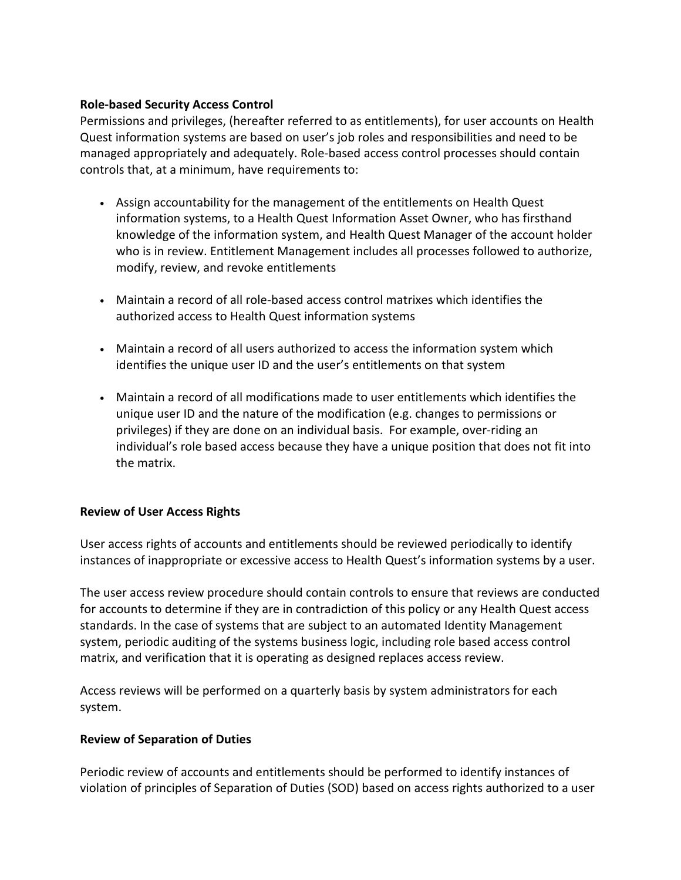**Role-based Security Access Control**

Permissions and privileges, (hereafter referred to as entitlements), for user accounts on Health Quest information systems are based on user's job roles and responsibilities and need to be managed appropriately and adequately. Role-based access control processes should contain controls that, at a minimum, have requirements to:

- Assign accountability for the management of the entitlements on Health Quest information systems, to a Health Quest Information Asset Owner, who has firsthand knowledge of the information system, and Health Quest Manager of the account holder who is in review. Entitlement Management includes all processes followed to authorize, modify, review, and revoke entitlements

- Maintain a record of all role-based access control matrixes which identifies the authorized access to Health Quest information systems

- Maintain a record of all users authorized to access the information system which identifies the unique user ID and the user's entitlements on that system

- Maintain a record of all modifications made to user entitlements which identifies the unique user ID and the nature of the modification (e.g. changes to permissions or privileges) if they are done on an individual basis. For example, over-riding an individual's role based access because they have a unique position that does not fit into the matrix.

**Review of User Access Rights**

User access rights of accounts and entitlements should be reviewed periodically to identify instances of inappropriate or excessive access to Health Quest's information systems by a user.

The user access review procedure should contain controls to ensure that reviews are conducted for accounts to determine if they are in contradiction of this policy or any Health Quest access standards. In the case of systems that are subject to an automated Identity Management system, periodic auditing of the systems business logic, including role based access control matrix, and verification that it is operating as designed replaces access review.

Access reviews will be performed on a quarterly basis by system administrators for each system.

**Review of Separation of Duties**

Periodic review of accounts and entitlements should be performed to identify instances of violation of principles of Separation of Duties (SOD) based on access rights authorized to a user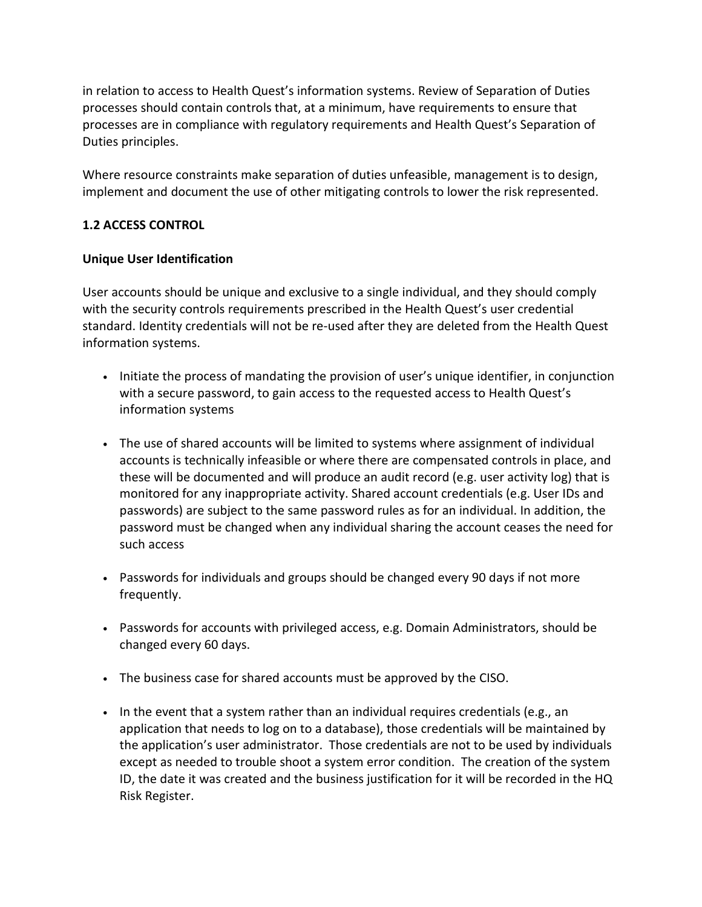in relation to access to Health Quest's information systems. Review of Separation of Duties processes should contain controls that, at a minimum, have requirements to ensure that processes are in compliance with regulatory requirements and Health Quest's Separation of Duties principles.

Where resource constraints make separation of duties unfeasible, management is to design, implement and document the use of other mitigating controls to lower the risk represented.

### 1.2 ACCESS CONTROL

**Unique User Identification**

User accounts should be unique and exclusive to a single individual, and they should comply with the security controls requirements prescribed in the Health Quest's user credential standard. Identity credentials will not be re-used after they are deleted from the Health Quest information systems.

- Initiate the process of mandating the provision of user's unique identifier, in conjunction with a secure password, to gain access to the requested access to Health Quest's information systems

- The use of shared accounts will be limited to systems where assignment of individual accounts is technically infeasible or where there are compensated controls in place, and these will be documented and will produce an audit record (e.g. user activity log) that is monitored for any inappropriate activity. Shared account credentials (e.g. User IDs and passwords) are subject to the same password rules as for an individual. In addition, the password must be changed when any individual sharing the account ceases the need for such access

- Passwords for individuals and groups should be changed every 90 days if not more frequently.

- Passwords for accounts with privileged access, e.g. Domain Administrators, should be changed every 60 days.

- The business case for shared accounts must be approved by the CISO.

- In the event that a system rather than an individual requires credentials (e.g., an application that needs to log on to a database), those credentials will be maintained by the application's user administrator. Those credentials are not to be used by individuals except as needed to trouble shoot a system error condition. The creation of the system ID, the date it was created and the business justification for it will be recorded in the HQ Risk Register.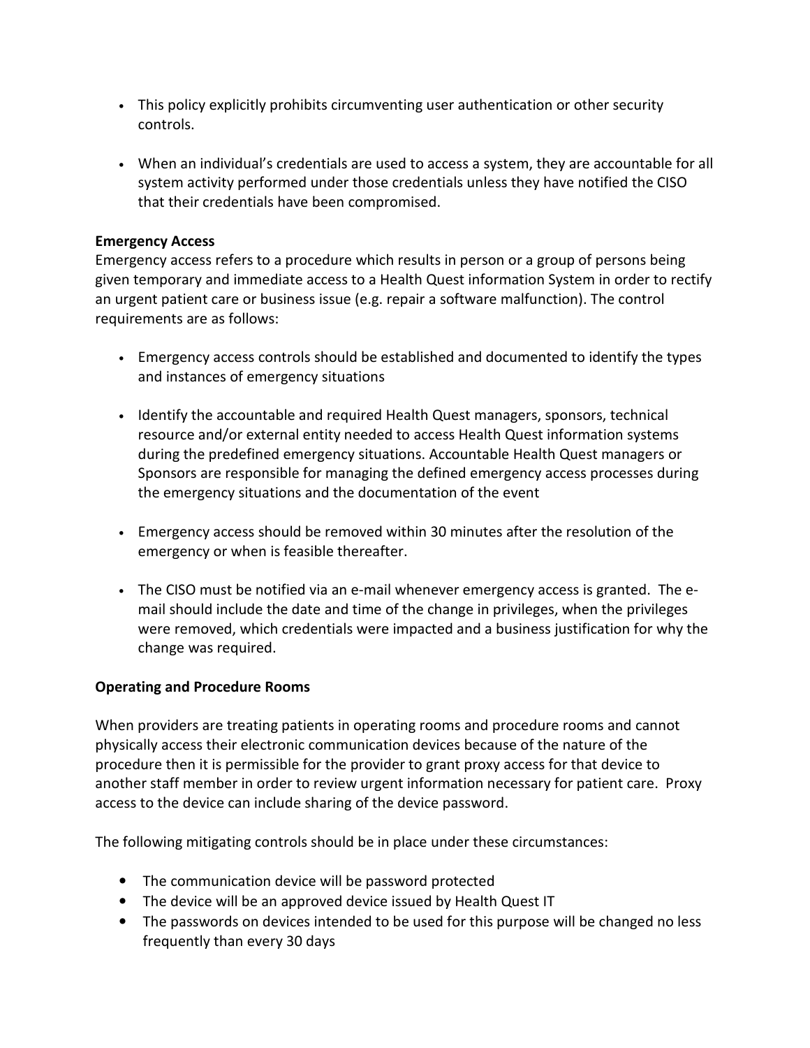- This policy explicitly prohibits circumventing user authentication or other security controls.

- When an individual's credentials are used to access a system, they are accountable for all system activity performed under those credentials unless they have notified the CISO that their credentials have been compromised.

**Emergency Access**

Emergency access refers to a procedure which results in person or a group of persons being given temporary and immediate access to a Health Quest information System in order to rectify an urgent patient care or business issue (e.g. repair a software malfunction). The control requirements are as follows:

- Emergency access controls should be established and documented to identify the types and instances of emergency situations

- Identify the accountable and required Health Quest managers, sponsors, technical resource and/or external entity needed to access Health Quest information systems during the predefined emergency situations. Accountable Health Quest managers or Sponsors are responsible for managing the defined emergency access processes during the emergency situations and the documentation of the event

- Emergency access should be removed within 30 minutes after the resolution of the emergency or when is feasible thereafter.

- The CISO must be notified via an e-mail whenever emergency access is granted. The e-mail should include the date and time of the change in privileges, when the privileges were removed, which credentials were impacted and a business justification for why the change was required.

**Operating and Procedure Rooms**

When providers are treating patients in operating rooms and procedure rooms and cannot physically access their electronic communication devices because of the nature of the procedure then it is permissible for the provider to grant proxy access for that device to another staff member in order to review urgent information necessary for patient care. Proxy access to the device can include sharing of the device password.

The following mitigating controls should be in place under these circumstances:

- The communication device will be password protected
- The device will be an approved device issued by Health Quest IT
- The passwords on devices intended to be used for this purpose will be changed no less frequently than every 30 days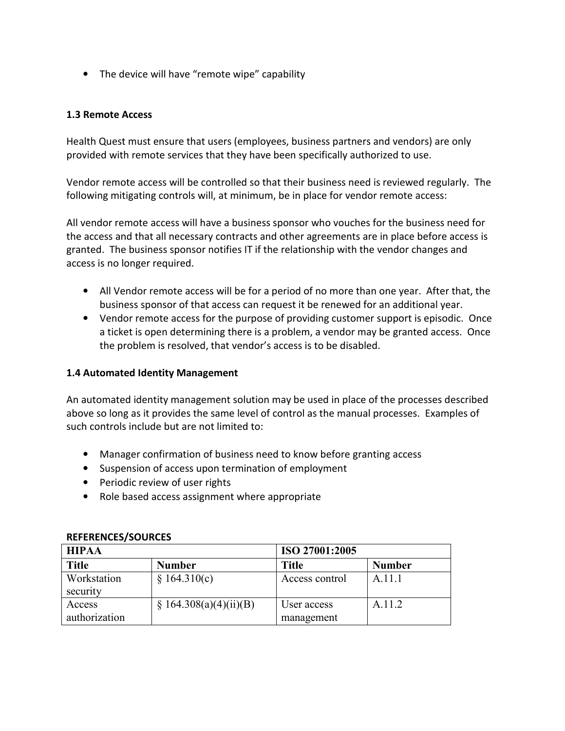- The device will have "remote wipe" capability

### 1.3 Remote Access

Health Quest must ensure that users (employees, business partners and vendors) are only provided with remote services that they have been specifically authorized to use.

Vendor remote access will be controlled so that their business need is reviewed regularly. The following mitigating controls will, at minimum, be in place for vendor remote access:

All vendor remote access will have a business sponsor who vouches for the business need for the access and that all necessary contracts and other agreements are in place before access is granted. The business sponsor notifies IT if the relationship with the vendor changes and access is no longer required.

- All Vendor remote access will be for a period of no more than one year. After that, the business sponsor of that access can request it be renewed for an additional year.
- Vendor remote access for the purpose of providing customer support is episodic. Once a ticket is open determining there is a problem, a vendor may be granted access. Once the problem is resolved, that vendor's access is to be disabled.

### 1.4 Automated Identity Management

An automated identity management solution may be used in place of the processes described above so long as it provides the same level of control as the manual processes. Examples of such controls include but are not limited to:

- Manager confirmation of business need to know before granting access
- Suspension of access upon termination of employment
- Periodic review of user rights
- Role based access assignment where appropriate

**REFERENCES/SOURCES**

| HIPAA | | ISO 27001:2005 | |
|---|---|---|---|
| **Title** | **Number** | **Title** | **Number** |
| Workstation security | § 164.310(c) | Access control | A.11.1 |
| Access authorization | § 164.308(a)(4)(ii)(B) | User access management | A.11.2 |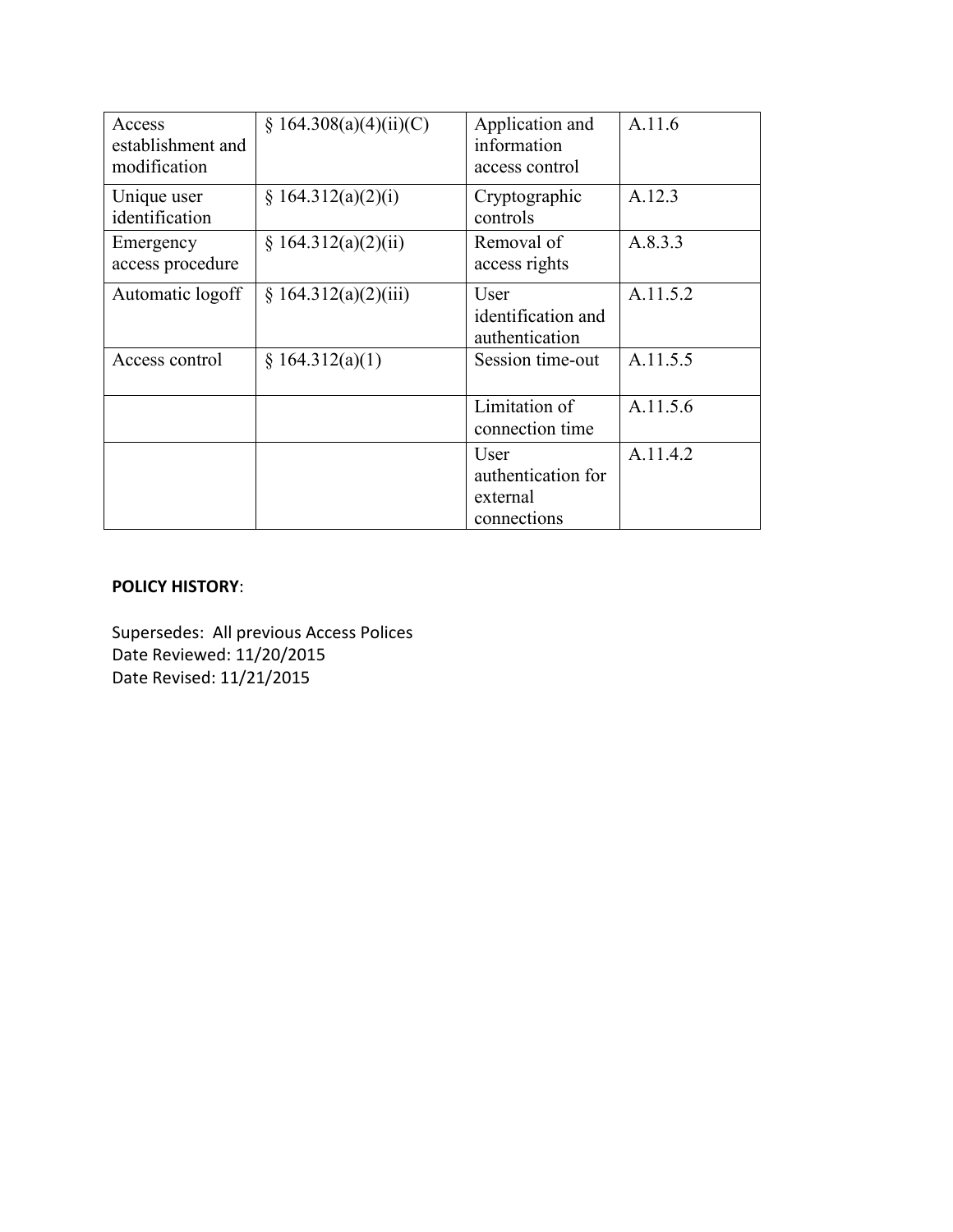| | | | |
|---|---|---|---|
| Access establishment and modification | § 164.308(a)(4)(ii)(C) | Application and information access control | A.11.6 |
| Unique user identification | § 164.312(a)(2)(i) | Cryptographic controls | A.12.3 |
| Emergency access procedure | § 164.312(a)(2)(ii) | Removal of access rights | A.8.3.3 |
| Automatic logoff | § 164.312(a)(2)(iii) | User identification and authentication | A.11.5.2 |
| Access control | § 164.312(a)(1) | Session time-out | A.11.5.5 |
| | | Limitation of connection time | A.11.5.6 |
| | | User authentication for external connections | A.11.4.2 |

**POLICY HISTORY**:

Supersedes: All previous Access Polices
Date Reviewed: 11/20/2015
Date Revised: 11/21/2015